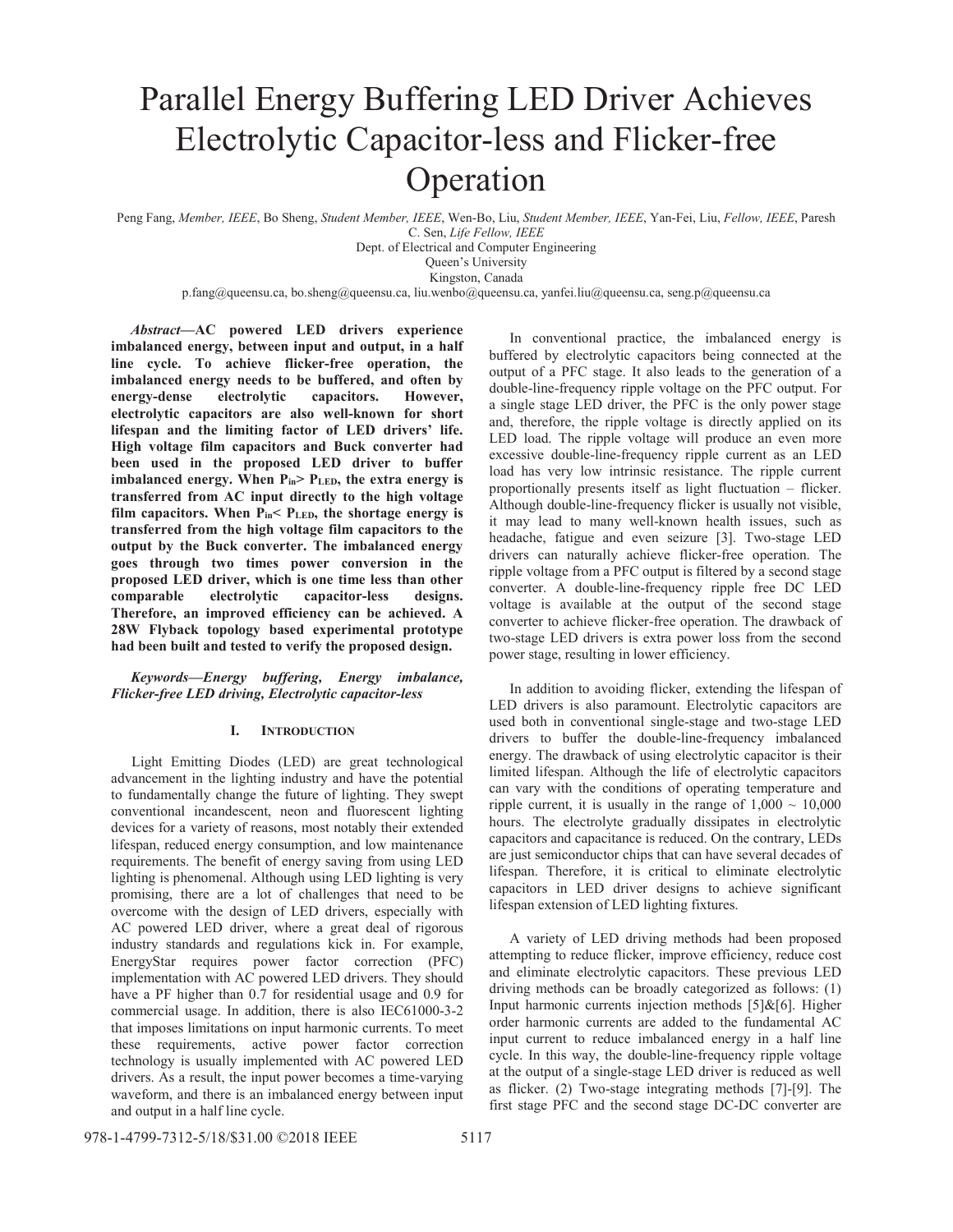# Parallel Energy Buffering LED Driver Achieves Electrolytic Capacitor-less and Flicker-free Operation

Peng Fang, *Member, IEEE*, Bo Sheng, *Student Member, IEEE*, Wen-Bo, Liu, *Student Member, IEEE*, Yan-Fei, Liu, *Fellow, IEEE*, Paresh C. Sen, *Life Fellow, IEEE*

Dept. of Electrical and Computer Engineering

Queen's University

Kingston, Canada

p.fang@queensu.ca, bo.sheng@queensu.ca, liu.wenbo@queensu.ca, yanfei.liu@queensu.ca, seng.p@queensu.ca

***Abstract*—AC powered LED drivers experience imbalanced energy, between input and output, in a half line cycle. To achieve flicker-free operation, the imbalanced energy needs to be buffered, and often by energy-dense electrolytic capacitors. However, electrolytic capacitors are also well-known for short lifespan and the limiting factor of LED drivers' life. High voltage film capacitors and Buck converter had been used in the proposed LED driver to buffer imbalanced energy. When $P_{in}$> $P_{LED}$, the extra energy is transferred from AC input directly to the high voltage film capacitors. When $P_{in}$< $P_{LED}$, the shortage energy is transferred from the high voltage film capacitors to the output by the Buck converter. The imbalanced energy goes through two times power conversion in the proposed LED driver, which is one time less than other comparable electrolytic capacitor-less designs. Therefore, an improved efficiency can be achieved. A 28W Flyback topology based experimental prototype had been built and tested to verify the proposed design.**

***Keywords—Energy buffering, Energy imbalance, Flicker-free LED driving, Electrolytic capacitor-less***

## I. Introduction

Light Emitting Diodes (LED) are great technological advancement in the lighting industry and have the potential to fundamentally change the future of lighting. They swept conventional incandescent, neon and fluorescent lighting devices for a variety of reasons, most notably their extended lifespan, reduced energy consumption, and low maintenance requirements. The benefit of energy saving from using LED lighting is phenomenal. Although using LED lighting is very promising, there are a lot of challenges that need to be overcome with the design of LED drivers, especially with AC powered LED driver, where a great deal of rigorous industry standards and regulations kick in. For example, EnergyStar requires power factor correction (PFC) implementation with AC powered LED drivers. They should have a PF higher than 0.7 for residential usage and 0.9 for commercial usage. In addition, there is also IEC61000-3-2 that imposes limitations on input harmonic currents. To meet these requirements, active power factor correction technology is usually implemented with AC powered LED drivers. As a result, the input power becomes a time-varying waveform, and there is an imbalanced energy between input and output in a half line cycle.

In conventional practice, the imbalanced energy is buffered by electrolytic capacitors being connected at the output of a PFC stage. It also leads to the generation of a double-line-frequency ripple voltage on the PFC output. For a single stage LED driver, the PFC is the only power stage and, therefore, the ripple voltage is directly applied on its LED load. The ripple voltage will produce an even more excessive double-line-frequency ripple current as an LED load has very low intrinsic resistance. The ripple current proportionally presents itself as light fluctuation – flicker. Although double-line-frequency flicker is usually not visible, it may lead to many well-known health issues, such as headache, fatigue and even seizure [3]. Two-stage LED drivers can naturally achieve flicker-free operation. The ripple voltage from a PFC output is filtered by a second stage converter. A double-line-frequency ripple free DC LED voltage is available at the output of the second stage converter to achieve flicker-free operation. The drawback of two-stage LED drivers is extra power loss from the second power stage, resulting in lower efficiency.

In addition to avoiding flicker, extending the lifespan of LED drivers is also paramount. Electrolytic capacitors are used both in conventional single-stage and two-stage LED drivers to buffer the double-line-frequency imbalanced energy. The drawback of using electrolytic capacitor is their limited lifespan. Although the life of electrolytic capacitors can vary with the conditions of operating temperature and ripple current, it is usually in the range of 1,000 ~ 10,000 hours. The electrolyte gradually dissipates in electrolytic capacitors and capacitance is reduced. On the contrary, LEDs are just semiconductor chips that can have several decades of lifespan. Therefore, it is critical to eliminate electrolytic capacitors in LED driver designs to achieve significant lifespan extension of LED lighting fixtures.

A variety of LED driving methods had been proposed attempting to reduce flicker, improve efficiency, reduce cost and eliminate electrolytic capacitors. These previous LED driving methods can be broadly categorized as follows: (1) Input harmonic currents injection methods [5]&[6]. Higher order harmonic currents are added to the fundamental AC input current to reduce imbalanced energy in a half line cycle. In this way, the double-line-frequency ripple voltage at the output of a single-stage LED driver is reduced as well as flicker. (2) Two-stage integrating methods [7]-[9]. The first stage PFC and the second stage DC-DC converter are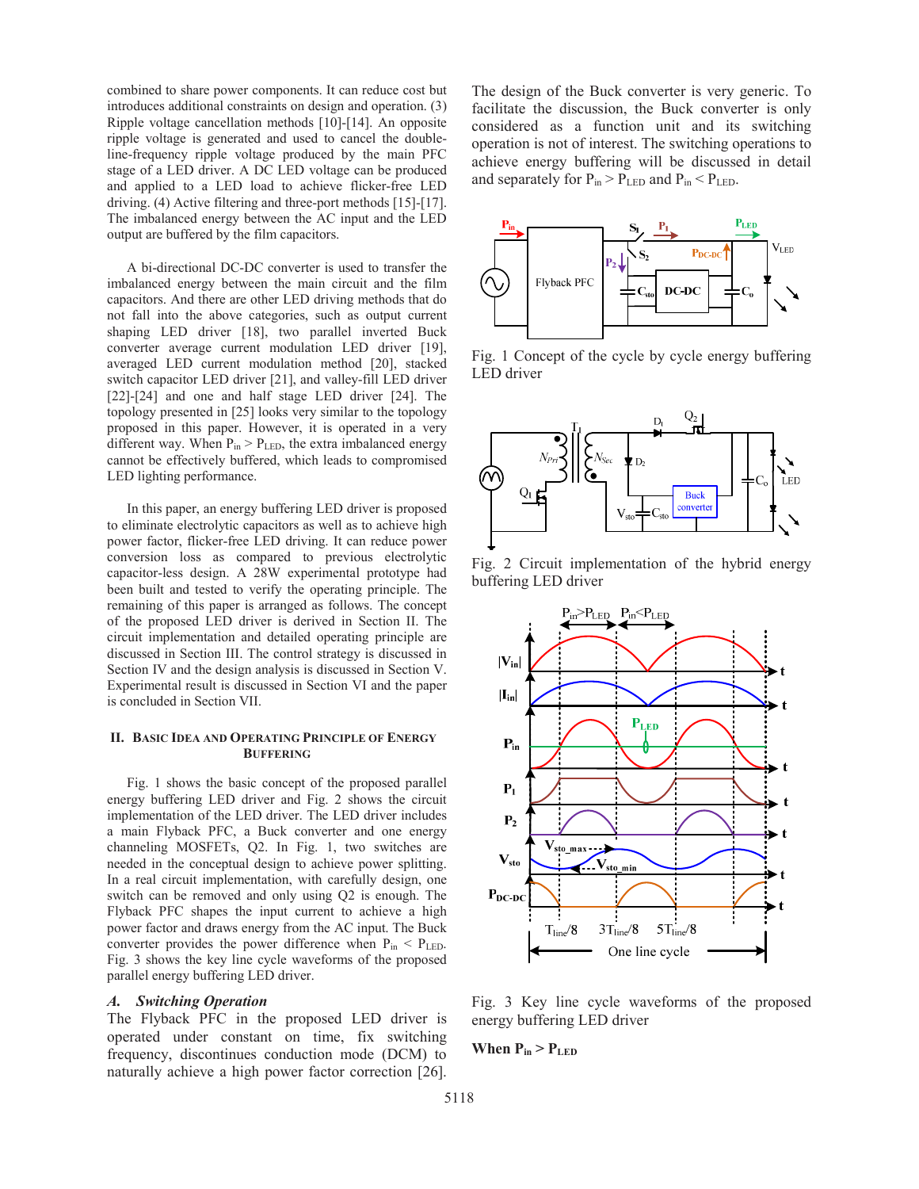combined to share power components. It can reduce cost but introduces additional constraints on design and operation. (3) Ripple voltage cancellation methods [10]-[14]. An opposite ripple voltage is generated and used to cancel the double-line-frequency ripple voltage produced by the main PFC stage of a LED driver. A DC LED voltage can be produced and applied to a LED load to achieve flicker-free LED driving. (4) Active filtering and three-port methods [15]-[17]. The imbalanced energy between the AC input and the LED output are buffered by the film capacitors.

A bi-directional DC-DC converter is used to transfer the imbalanced energy between the main circuit and the film capacitors. And there are other LED driving methods that do not fall into the above categories, such as output current shaping LED driver [18], two parallel inverted Buck converter average current modulation LED driver [19], averaged LED current modulation method [20], stacked switch capacitor LED driver [21], and valley-fill LED driver [22]-[24] and one and half stage LED driver [24]. The topology presented in [25] looks very similar to the topology proposed in this paper. However, it is operated in a very different way. When $P_{in} > P_{LED}$, the extra imbalanced energy cannot be effectively buffered, which leads to compromised LED lighting performance.

In this paper, an energy buffering LED driver is proposed to eliminate electrolytic capacitors as well as to achieve high power factor, flicker-free LED driving. It can reduce power conversion loss as compared to previous electrolytic capacitor-less design. A 28W experimental prototype had been built and tested to verify the operating principle. The remaining of this paper is arranged as follows. The concept of the proposed LED driver is derived in Section II. The circuit implementation and detailed operating principle are discussed in Section III. The control strategy is discussed in Section IV and the design analysis is discussed in Section V. Experimental result is discussed in Section VI and the paper is concluded in Section VII.

## II. Basic Idea and Operating Principle of Energy Buffering

Fig. 1 shows the basic concept of the proposed parallel energy buffering LED driver and Fig. 2 shows the circuit implementation of the LED driver. The LED driver includes a main Flyback PFC, a Buck converter and one energy channeling MOSFETs, Q2. In Fig. 1, two switches are needed in the conceptual design to achieve power splitting. In a real circuit implementation, with carefully design, one switch can be removed and only using Q2 is enough. The Flyback PFC shapes the input current to achieve a high power factor and draws energy from the AC input. The Buck converter provides the power difference when $P_{in} < P_{LED}$. Fig. 3 shows the key line cycle waveforms of the proposed parallel energy buffering LED driver.

### *A. Switching Operation*

The Flyback PFC in the proposed LED driver is operated under constant on time, fix switching frequency, discontinues conduction mode (DCM) to naturally achieve a high power factor correction [26]. The design of the Buck converter is very generic. To facilitate the discussion, the Buck converter is only considered as a function unit and its switching operation is not of interest. The switching operations to achieve energy buffering will be discussed in detail and separately for $P_{in} > P_{LED}$ and $P_{in} < P_{LED}$.

Fig. 1 Concept of the cycle by cycle energy buffering LED driver

Fig. 2 Circuit implementation of the hybrid energy buffering LED driver

Fig. 3 Key line cycle waveforms of the proposed energy buffering LED driver

**When $P_{in} > P_{LED}$**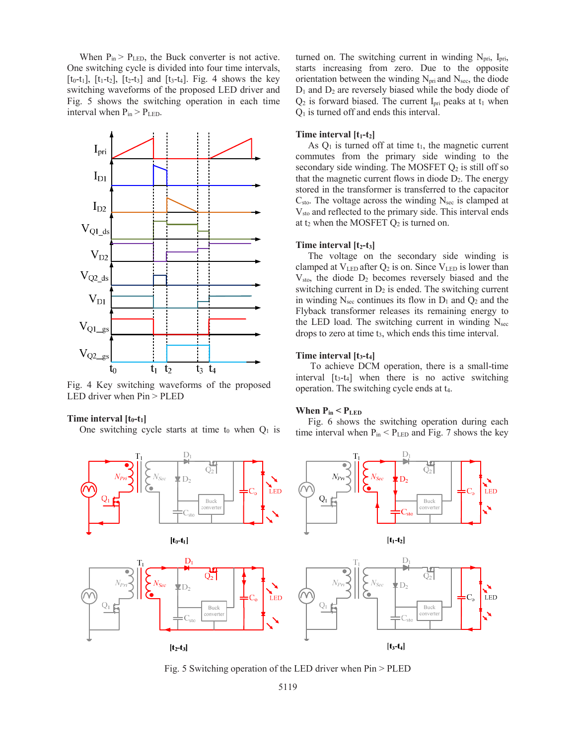When $P_{in} > P_{LED}$, the Buck converter is not active. One switching cycle is divided into four time intervals, [$t_0$-$t_1$], [$t_1$-$t_2$], [$t_2$-$t_3$] and [$t_3$-$t_4$]. Fig. 4 shows the key switching waveforms of the proposed LED driver and Fig. 5 shows the switching operation in each time interval when $P_{in} > P_{LED}$.

Fig. 4 Key switching waveforms of the proposed LED driver when Pin > PLED

**Time interval [$t_0$-$t_1$]**

One switching cycle starts at time $t_0$ when $Q_1$ is turned on. The switching current in winding $N_{pri}$, $I_{pri}$, starts increasing from zero. Due to the opposite orientation between the winding $N_{pri}$ and $N_{sec}$, the diode $D_1$ and $D_2$ are reversely biased while the body diode of $Q_2$ is forward biased. The current $I_{pri}$ peaks at $t_1$ when $Q_1$ is turned off and ends this interval.

**Time interval [$t_1$-$t_2$]**

As $Q_1$ is turned off at time $t_1$, the magnetic current commutes from the primary side winding to the secondary side winding. The MOSFET $Q_2$ is still off so that the magnetic current flows in diode $D_2$. The energy stored in the transformer is transferred to the capacitor $C_{sto}$. The voltage across the winding $N_{sec}$ is clamped at $V_{sto}$ and reflected to the primary side. This interval ends at $t_2$ when the MOSFET $Q_2$ is turned on.

**Time interval [$t_2$-$t_3$]**

The voltage on the secondary side winding is clamped at $V_{LED}$ after $Q_2$ is on. Since $V_{LED}$ is lower than $V_{sto}$, the diode $D_2$ becomes reversely biased and the switching current in $D_2$ is ended. The switching current in winding $N_{sec}$ continues its flow in $D_1$ and $Q_2$ and the Flyback transformer releases its remaining energy to the LED load. The switching current in winding $N_{sec}$ drops to zero at time $t_3$, which ends this time interval.

**Time interval [$t_3$-$t_4$]**

To achieve DCM operation, there is a small-time interval [$t_3$-$t_4$] when there is no active switching operation. The switching cycle ends at $t_4$.

**When $P_{in} < P_{LED}$**

Fig. 6 shows the switching operation during each time interval when $P_{in} < P_{LED}$ and Fig. 7 shows the key

Fig. 5 Switching operation of the LED driver when Pin > PLED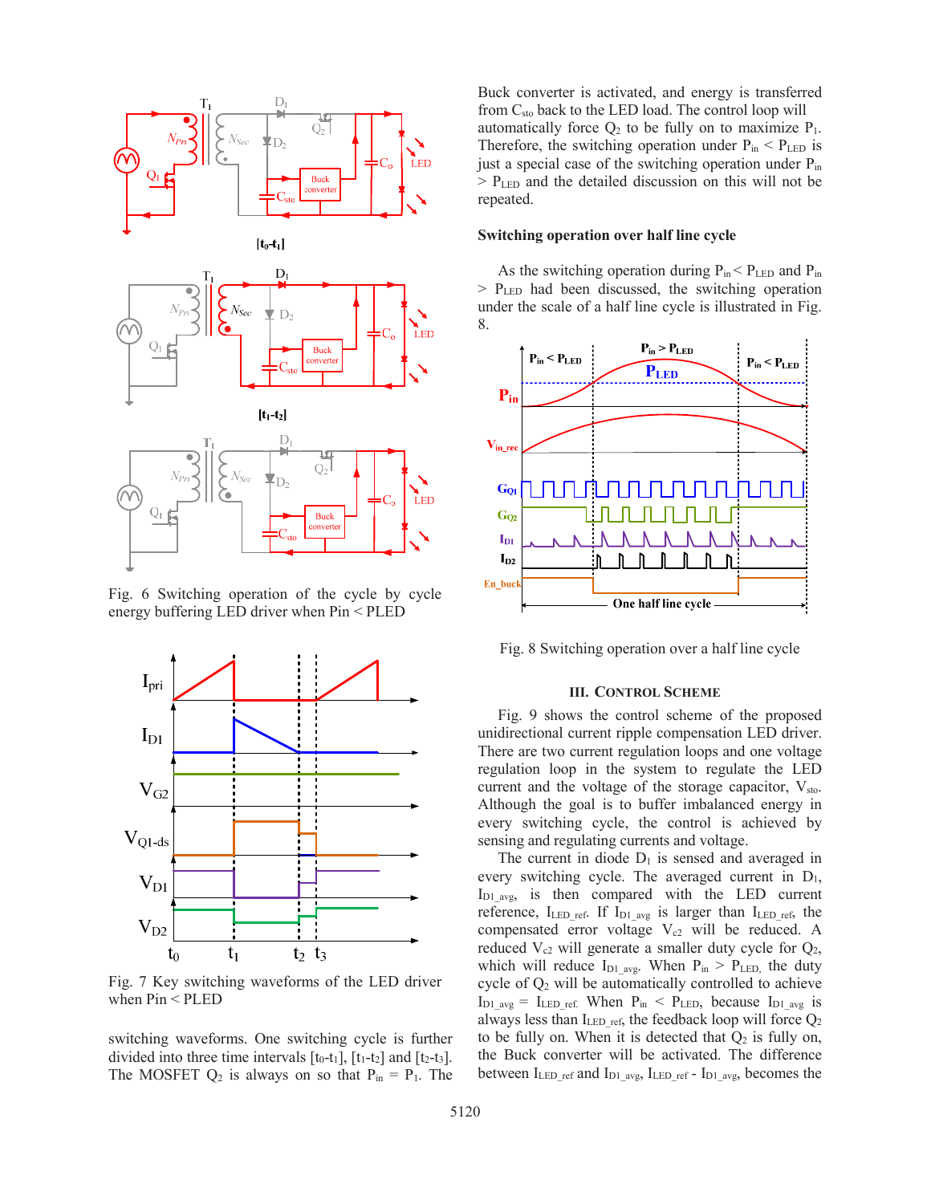Fig. 6 Switching operation of the cycle by cycle energy buffering LED driver when Pin < PLED

Fig. 7 Key switching waveforms of the LED driver when Pin < PLED

switching waveforms. One switching cycle is further divided into three time intervals [$t_0$-$t_1$], [$t_1$-$t_2$] and [$t_2$-$t_3$]. The MOSFET $Q_2$ is always on so that $P_{in}$ = $P_1$. The Buck converter is activated, and energy is transferred from $C_{sto}$ back to the LED load. The control loop will automatically force $Q_2$ to be fully on to maximize $P_1$. Therefore, the switching operation under $P_{in}$ < $P_{LED}$ is just a special case of the switching operation under $P_{in}$ > $P_{LED}$ and the detailed discussion on this will not be repeated.

### Switching operation over half line cycle

As the switching operation during $P_{in}$ < $P_{LED}$ and $P_{in}$ > $P_{LED}$ had been discussed, the switching operation under the scale of a half line cycle is illustrated in Fig. 8.

Fig. 8 Switching operation over a half line cycle

## III. Control Scheme

Fig. 9 shows the control scheme of the proposed unidirectional current ripple compensation LED driver. There are two current regulation loops and one voltage regulation loop in the system to regulate the LED current and the voltage of the storage capacitor, $V_{sto}$. Although the goal is to buffer imbalanced energy in every switching cycle, the control is achieved by sensing and regulating currents and voltage.

The current in diode $D_1$ is sensed and averaged in every switching cycle. The averaged current in $D_1$, $I_{D1\_avg}$, is then compared with the LED current reference, $I_{LED\_ref}$. If $I_{D1\_avg}$ is larger than $I_{LED\_ref}$, the compensated error voltage $V_{c2}$ will be reduced. A reduced $V_{c2}$ will generate a smaller duty cycle for $Q_2$, which will reduce $I_{D1\_avg}$. When $P_{in}$ > $P_{LED}$, the duty cycle of $Q_2$ will be automatically controlled to achieve $I_{D1\_avg}$ = $I_{LED\_ref}$. When $P_{in}$ < $P_{LED}$, because $I_{D1\_avg}$ is always less than $I_{LED\_ref}$, the feedback loop will force $Q_2$ to be fully on. When it is detected that $Q_2$ is fully on, the Buck converter will be activated. The difference between $I_{LED\_ref}$ and $I_{D1\_avg}$, $I_{LED\_ref}$ - $I_{D1\_avg}$, becomes the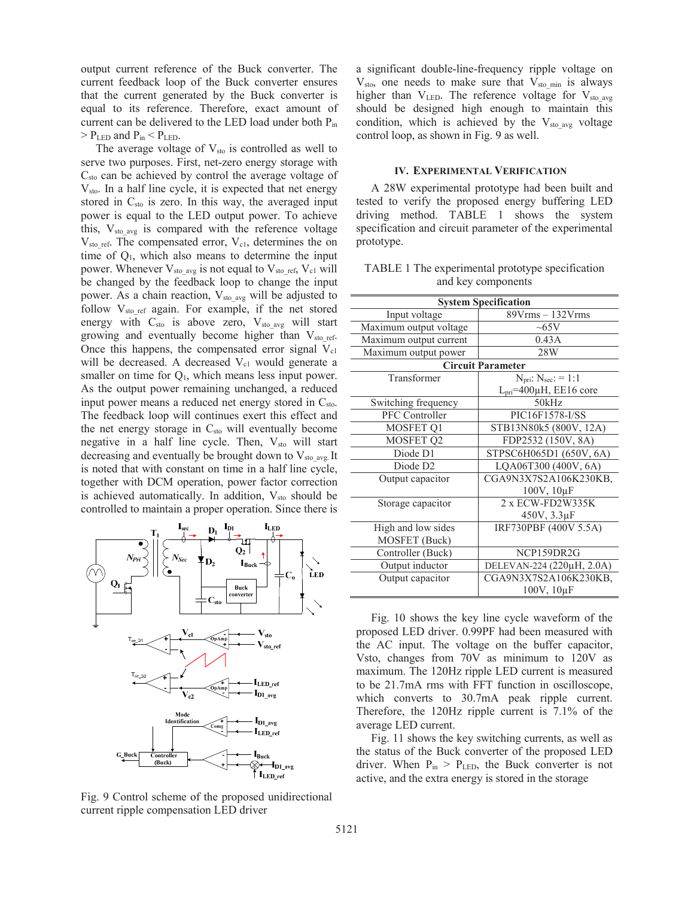output current reference of the Buck converter. The current feedback loop of the Buck converter ensures that the current generated by the Buck converter is equal to its reference. Therefore, exact amount of current can be delivered to the LED load under both $P_{in} > P_{LED}$ and $P_{in} < P_{LED}$.

The average voltage of $V_{sto}$ is controlled as well to serve two purposes. First, net-zero energy storage with $C_{sto}$ can be achieved by control the average voltage of $V_{sto}$. In a half line cycle, it is expected that net energy stored in $C_{sto}$ is zero. In this way, the averaged input power is equal to the LED output power. To achieve this, $V_{sto\_avg}$ is compared with the reference voltage $V_{sto\_ref}$. The compensated error, $V_{c1}$, determines the on time of $Q_1$, which also means to determine the input power. Whenever $V_{sto\_avg}$ is not equal to $V_{sto\_ref}$, $V_{c1}$ will be changed by the feedback loop to change the input power. As a chain reaction, $V_{sto\_avg}$ will be adjusted to follow $V_{sto\_ref}$ again. For example, if the net stored energy with $C_{sto}$ is above zero, $V_{sto\_avg}$ will start growing and eventually become higher than $V_{sto\_ref}$. Once this happens, the compensated error signal $V_{c1}$ will be decreased. A decreased $V_{c1}$ would generate a smaller on time for $Q_1$, which means less input power. As the output power remaining unchanged, a reduced input power means a reduced net energy stored in $C_{sto}$. The feedback loop will continues exert this effect and the net energy storage in $C_{sto}$ will eventually become negative in a half line cycle. Then, $V_{sto}$ will start decreasing and eventually be brought down to $V_{sto\_avg}$. It is noted that with constant on time in a half line cycle, together with DCM operation, power factor correction is achieved automatically. In addition, $V_{sto}$ should be controlled to maintain a proper operation. Since there is a significant double-line-frequency ripple voltage on $V_{sto}$, one needs to make sure that $V_{sto\_min}$ is always higher than $V_{LED}$. The reference voltage for $V_{sto\_avg}$ should be designed high enough to maintain this condition, which is achieved by the $V_{sto\_avg}$ voltage control loop, as shown in Fig. 9 as well.

Fig. 9 Control scheme of the proposed unidirectional current ripple compensation LED driver

## IV. Experimental Verification

A 28W experimental prototype had been built and tested to verify the proposed energy buffering LED driving method. TABLE 1 shows the system specification and circuit parameter of the experimental prototype.

TABLE 1 The experimental prototype specification and key components

| System Specification | |
|---|---|
| Input voltage | 89Vrms – 132Vrms |
| Maximum output voltage | ~65V |
| Maximum output current | 0.43A |
| Maximum output power | 28W |
| **Circuit Parameter** | |
| Transformer | $N_{pri}$: $N_{sec}$: = 1:1<br>$L_{pri}$=400µH, EE16 core |
| Switching frequency | 50kHz |
| PFC Controller | PIC16F1578-I/SS |
| MOSFET Q1 | STB13N80k5 (800V, 12A) |
| MOSFET Q2 | FDP2532 (150V, 8A) |
| Diode D1 | STPSC6H065D1 (650V, 6A) |
| Diode D2 | LQA06T300 (400V, 6A) |
| Output capacitor | CGA9N3X7S2A106K230KB, 100V, 10µF |
| Storage capacitor | 2 x ECW-FD2W335K 450V, 3.3µF |
| High and low sides MOSFET (Buck) | IRF730PBF (400V 5.5A) |
| Controller (Buck) | NCP159DR2G |
| Output inductor | DELEVAN-224 (220µH, 2.0A) |
| Output capacitor | CGA9N3X7S2A106K230KB, 100V, 10µF |

Fig. 10 shows the key line cycle waveform of the proposed LED driver. 0.99PF had been measured with the AC input. The voltage on the buffer capacitor, Vsto, changes from 70V as minimum to 120V as maximum. The 120Hz ripple LED current is measured to be 21.7mA rms with FFT function in oscilloscope, which converts to 30.7mA peak ripple current. Therefore, the 120Hz ripple current is 7.1% of the average LED current.

Fig. 11 shows the key switching currents, as well as the status of the Buck converter of the proposed LED driver. When $P_{in} > P_{LED}$, the Buck converter is not active, and the extra energy is stored in the storage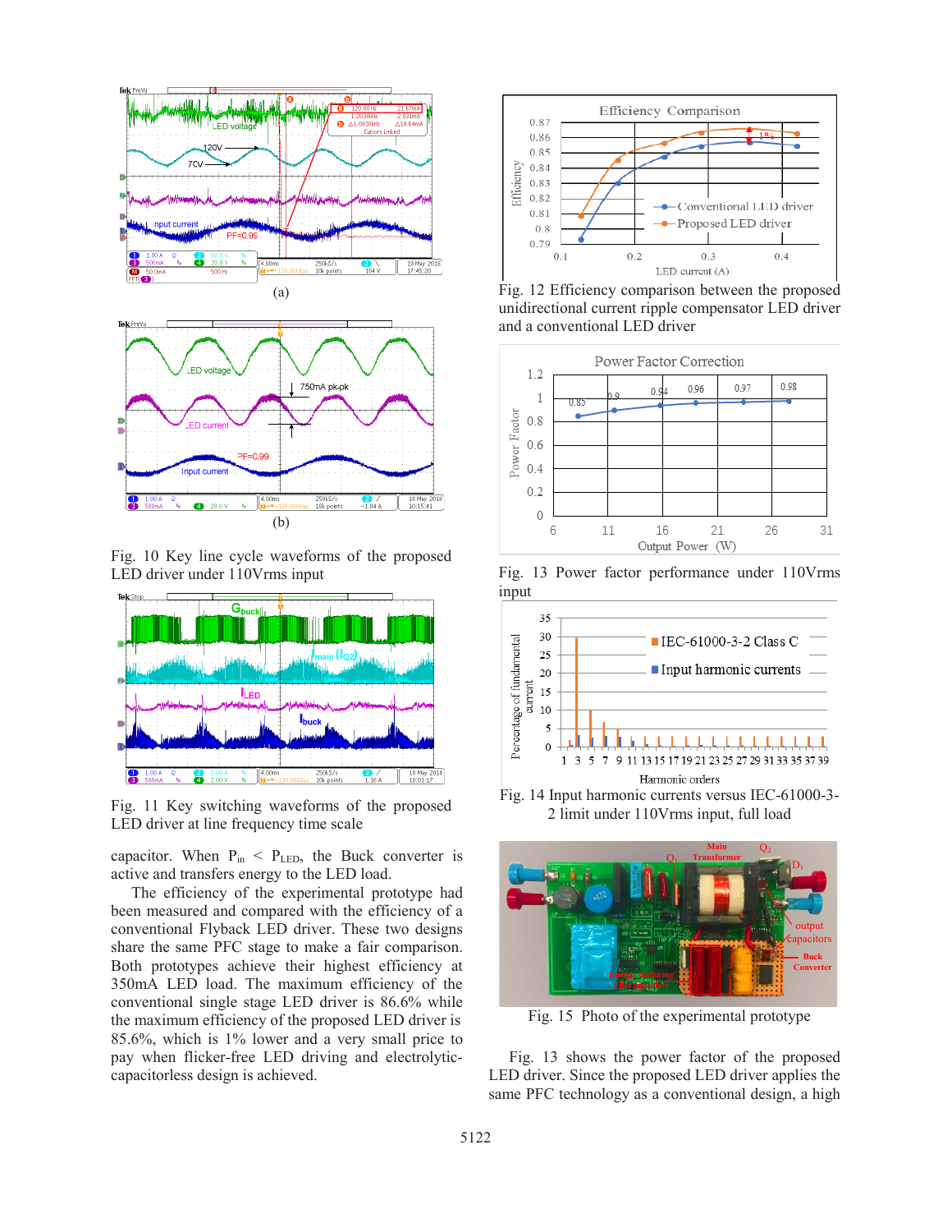(a)

(b)

Fig. 10 Key line cycle waveforms of the proposed LED driver under 110Vrms input

Fig. 11 Key switching waveforms of the proposed LED driver at line frequency time scale

capacitor. When $P_{in} < P_{LED}$, the Buck converter is active and transfers energy to the LED load.

The efficiency of the experimental prototype had been measured and compared with the efficiency of a conventional Flyback LED driver. These two designs share the same PFC stage to make a fair comparison. Both prototypes achieve their highest efficiency at 350mA LED load. The maximum efficiency of the conventional single stage LED driver is 86.6% while the maximum efficiency of the proposed LED driver is 85.6%, which is 1% lower and a very small price to pay when flicker-free LED driving and electrolytic-capacitorless design is achieved.

Fig. 12 Efficiency comparison between the proposed unidirectional current ripple compensator LED driver and a conventional LED driver

Fig. 13 Power factor performance under 110Vrms input

Fig. 14 Input harmonic currents versus IEC-61000-3-2 limit under 110Vrms input, full load

Fig. 15 Photo of the experimental prototype

Fig. 13 shows the power factor of the proposed LED driver. Since the proposed LED driver applies the same PFC technology as a conventional design, a high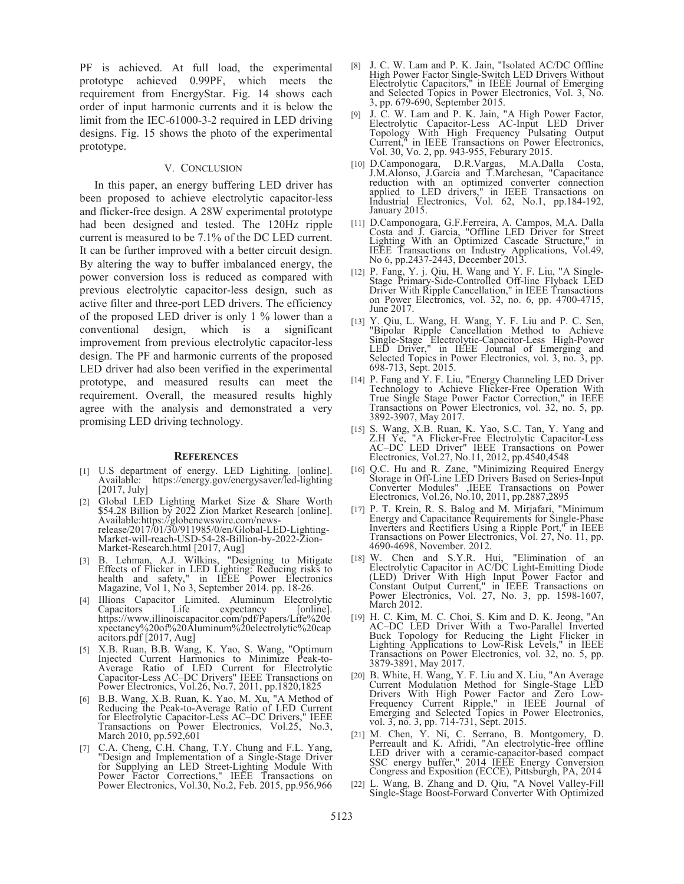PF is achieved. At full load, the experimental prototype achieved 0.99PF, which meets the requirement from EnergyStar. Fig. 14 shows each order of input harmonic currents and it is below the limit from the IEC-61000-3-2 required in LED driving designs. Fig. 15 shows the photo of the experimental prototype.

## V. Conclusion

In this paper, an energy buffering LED driver has been proposed to achieve electrolytic capacitor-less and flicker-free design. A 28W experimental prototype had been designed and tested. The 120Hz ripple current is measured to be 7.1% of the DC LED current. It can be further improved with a better circuit design. By altering the way to buffer imbalanced energy, the power conversion loss is reduced as compared with previous electrolytic capacitor-less design, such as active filter and three-port LED drivers. The efficiency of the proposed LED driver is only 1 % lower than a conventional design, which is a significant improvement from previous electrolytic capacitor-less design. The PF and harmonic currents of the proposed LED driver had also been verified in the experimental prototype, and measured results can meet the requirement. Overall, the measured results highly agree with the analysis and demonstrated a very promising LED driving technology.

## References

[1] U.S department of energy. LED Lighiting. [online]. Available: https://energy.gov/energysaver/led-lighting [2017, July]

[2] Global LED Lighting Market Size & Share Worth $54.28 Billion by 2022 Zion Market Research [online]. Available:https://globenewswire.com/news-release/2017/01/30/911985/0/en/Global-LED-Lighting-Market-will-reach-USD-54-28-Billion-by-2022-Zion-Market-Research.html [2017, Aug]

[3] B. Lehman, A.J. Wilkins, "Designing to Mitigate Effects of Flicker in LED Lighting: Reducing risks to health and safety," in IEEE Power Electronics Magazine, Vol 1, No 3, September 2014. pp. 18-26.

[4] Illions Capacitor Limited. Aluminum Electrolytic Capacitors Life expectancy [online]. https://www.illinoiscapacitor.com/pdf/Papers/Life%20expectancy%20of%20Aluminum%20electrolytic%20capacitors.pdf [2017, Aug]

[5] X.B. Ruan, B.B. Wang, K. Yao, S. Wang, "Optimum Injected Current Harmonics to Minimize Peak-to-Average Ratio of LED Current for Electrolytic Capacitor-Less AC–DC Drivers" IEEE Transactions on Power Electronics, Vol.26, No.7, 2011, pp.1820,1825

[6] B.B. Wang, X.B. Ruan, K. Yao, M. Xu, "A Method of Reducing the Peak-to-Average Ratio of LED Current for Electrolytic Capacitor-Less AC–DC Drivers," IEEE Transactions on Power Electronics, Vol.25, No.3, March 2010, pp.592,601

[7] C.A. Cheng, C.H. Chang, T.Y. Chung and F.L. Yang, "Design and Implementation of a Single-Stage Driver for Supplying an LED Street-Lighting Module With Power Factor Corrections," IEEE Transactions on Power Electronics, Vol.30, No.2, Feb. 2015, pp.956,966

[8] J. C. W. Lam and P. K. Jain, "Isolated AC/DC Offline High Power Factor Single-Switch LED Drivers Without Electrolytic Capacitors," in IEEE Journal of Emerging and Selected Topics in Power Electronics, Vol. 3, No. 3, pp. 679-690, September 2015.

[9] J. C. W. Lam and P. K. Jain, "A High Power Factor, Electrolytic Capacitor-Less AC-Input LED Driver Topology With High Frequency Pulsating Output Current," in IEEE Transactions on Power Electronics, Vol. 30, Vo. 2, pp. 943-955, Feburary 2015.

[10] D.Camponogara, D.R.Vargas, M.A.Dalla Costa, J.M.Alonso, J.Garcia and T.Marchesan, "Capacitance reduction with an optimized converter connection applied to LED drivers," in IEEE Transactions on Industrial Electronics, Vol. 62, No.1, pp.184-192, January 2015.

[11] D.Camponogara, G.F.Ferreira, A. Campos, M.A. Dalla Costa and J. Garcia, "Offline LED Driver for Street Lighting With an Optimized Cascade Structure," in IEEE Transactions on Industry Applications, Vol.49, No 6, pp.2437-2443, December 2013.

[12] P. Fang, Y. j. Qiu, H. Wang and Y. F. Liu, "A Single-Stage Primary-Side-Controlled Off-line Flyback LED Driver With Ripple Cancellation," in IEEE Transactions on Power Electronics, vol. 32, no. 6, pp. 4700-4715, June 2017.

[13] Y. Qiu, L. Wang, H. Wang, Y. F. Liu and P. C. Sen, "Bipolar Ripple Cancellation Method to Achieve Single-Stage Electrolytic-Capacitor-Less High-Power LED Driver," in IEEE Journal of Emerging and Selected Topics in Power Electronics, vol. 3, no. 3, pp. 698-713, Sept. 2015.

[14] P. Fang and Y. F. Liu, "Energy Channeling LED Driver Technology to Achieve Flicker-Free Operation With True Single Stage Power Factor Correction," in IEEE Transactions on Power Electronics, vol. 32, no. 5, pp. 3892-3907, May 2017.

[15] S. Wang, X.B. Ruan, K. Yao, S.C. Tan, Y. Yang and Z.H Ye, "A Flicker-Free Electrolytic Capacitor-Less AC–DC LED Driver" IEEE Transactions on Power Electronics, Vol.27, No.11, 2012, pp.4540,4548

[16] Q.C. Hu and R. Zane, "Minimizing Required Energy Storage in Off-Line LED Drivers Based on Series-Input Converter Modules" ,IEEE Transactions on Power Electronics, Vol.26, No.10, 2011, pp.2887,2895

[17] P. T. Krein, R. S. Balog and M. Mirjafari, "Minimum Energy and Capacitance Requirements for Single-Phase Inverters and Rectifiers Using a Ripple Port," in IEEE Transactions on Power Electronics, Vol. 27, No. 11, pp. 4690-4698, November. 2012.

[18] W. Chen and S.Y.R. Hui, "Elimination of an Electrolytic Capacitor in AC/DC Light-Emitting Diode (LED) Driver With High Input Power Factor and Constant Output Current," in IEEE Transactions on Power Electronics, Vol. 27, No. 3, pp. 1598-1607, March 2012.

[19] H. C. Kim, M. C. Choi, S. Kim and D. K. Jeong, "An AC–DC LED Driver With a Two-Parallel Inverted Buck Topology for Reducing the Light Flicker in Lighting Applications to Low-Risk Levels," in IEEE Transactions on Power Electronics, vol. 32, no. 5, pp. 3879-3891, May 2017.

[20] B. White, H. Wang, Y. F. Liu and X. Liu, "An Average Current Modulation Method for Single-Stage LED Drivers With High Power Factor and Zero Low-Frequency Current Ripple," in IEEE Journal of Emerging and Selected Topics in Power Electronics, vol. 3, no. 3, pp. 714-731, Sept. 2015.

[21] M. Chen, Y. Ni, C. Serrano, B. Montgomery, D. Perreault and K. Afridi, "An electrolytic-free offline LED driver with a ceramic-capacitor-based compact SSC energy buffer," 2014 IEEE Energy Conversion Congress and Exposition (ECCE), Pittsburgh, PA, 2014

[22] L. Wang, B. Zhang and D. Qiu, "A Novel Valley-Fill Single-Stage Boost-Forward Converter With Optimized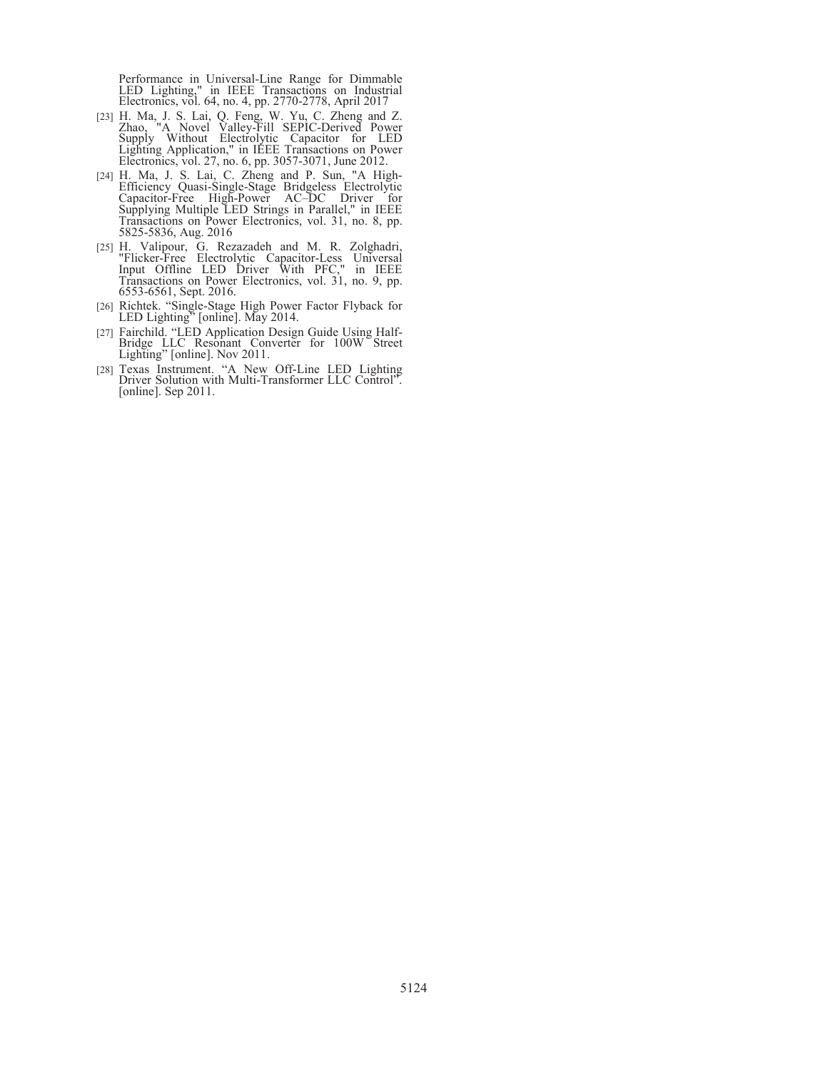Performance in Universal-Line Range for Dimmable LED Lighting," in IEEE Transactions on Industrial Electronics, vol. 64, no. 4, pp. 2770-2778, April 2017

[23] H. Ma, J. S. Lai, Q. Feng, W. Yu, C. Zheng and Z. Zhao, "A Novel Valley-Fill SEPIC-Derived Power Supply Without Electrolytic Capacitor for LED Lighting Application," in IEEE Transactions on Power Electronics, vol. 27, no. 6, pp. 3057-3071, June 2012.

[24] H. Ma, J. S. Lai, C. Zheng and P. Sun, "A High-Efficiency Quasi-Single-Stage Bridgeless Electrolytic Capacitor-Free High-Power AC–DC Driver for Supplying Multiple LED Strings in Parallel," in IEEE Transactions on Power Electronics, vol. 31, no. 8, pp. 5825-5836, Aug. 2016

[25] H. Valipour, G. Rezazadeh and M. R. Zolghadri, "Flicker-Free Electrolytic Capacitor-Less Universal Input Offline LED Driver With PFC," in IEEE Transactions on Power Electronics, vol. 31, no. 9, pp. 6553-6561, Sept. 2016.

[26] Richtek. "Single-Stage High Power Factor Flyback for LED Lighting" [online]. May 2014.

[27] Fairchild. "LED Application Design Guide Using Half-Bridge LLC Resonant Converter for 100W Street Lighting" [online]. Nov 2011.

[28] Texas Instrument. "A New Off-Line LED Lighting Driver Solution with Multi-Transformer LLC Control". [online]. Sep 2011.